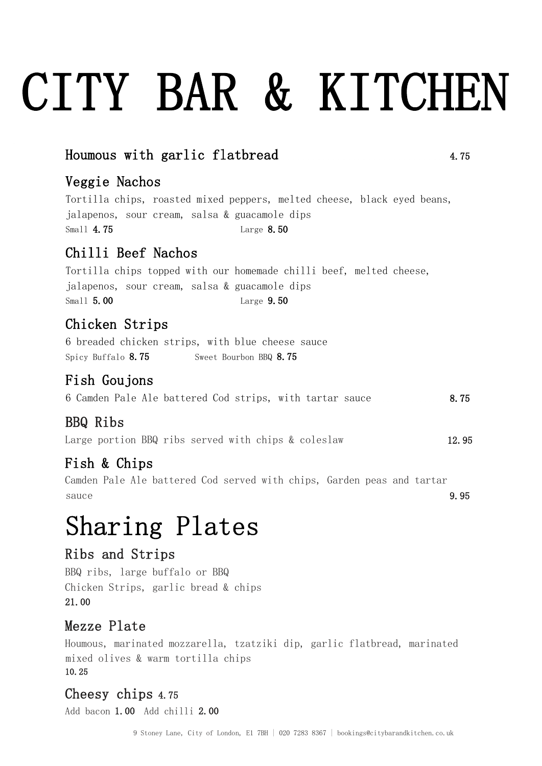# CITY BAR & KITCHEN

### Houmous with garlic flatbread 4.75

### Veggie Nachos

Tortilla chips, roasted mixed peppers, melted cheese, black eyed beans, jalapenos, sour cream, salsa & guacamole dips

Small **4.75** Large **8.50**

### Chilli Beef Nachos

Tortilla chips topped with our homemade chilli beef, melted cheese, jalapenos, sour cream, salsa & guacamole dips

Small **5.00** Large **9.50**

### Chicken Strips

6 breaded chicken strips, with blue cheese sauce

Spicy Buffalo **8.75** Sweet Bourbon BBQ **8.75**

### Fish Goujons

6 Camden Pale Ale battered Cod strips, with tartar sauce **8.75**

### BBQ Ribs

Large portion BBQ ribs served with chips & coleslaw **12.95**

### Fish & Chips

Camden Pale Ale battered Cod served with chips, Garden peas and tartar sauce **9.95**

## Sharing Plates

### Ribs and Strips

BBQ ribs, large buffalo or BBQ Chicken Strips, garlic bread & chips

**21.00**

### Mezze Plate

Houmous, marinated mozzarella, tzatziki dip, garlic flatbread, marinated mixed olives & warm tortilla chips

**10.25**

### Cheesy chips 4.75

Add bacon **1.00** Add chilli **2.00**

9 Stoney Lane, City of London, E1 7BH | 020 7283 8367 | bookings@citybarandkitchen.co.uk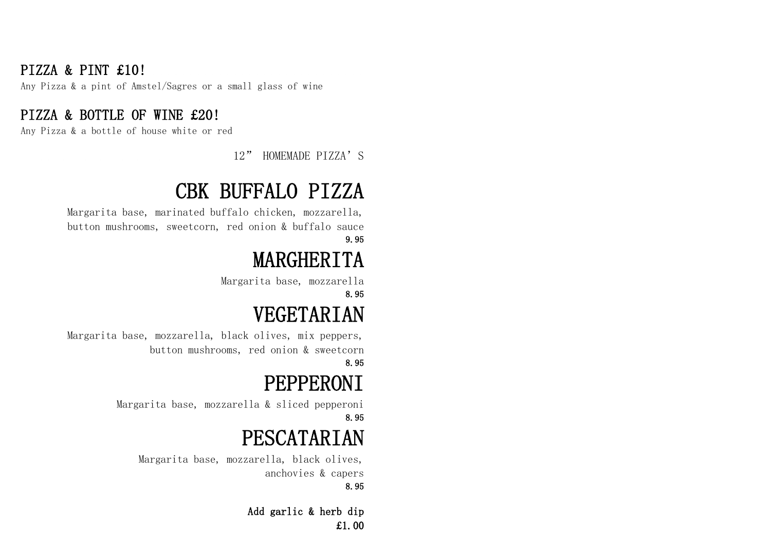## PIZZA & PINT £10!

Any Pizza & a pint of Amstel/Sagres or a small glass of wine

## PIZZA & BOTTLE OF WINE £20!

Any Pizza & a bottle of house white or red

12" HOMEMADE PIZZA'S

# CBK BUFFALO PIZZA

Margarita base, marinated buffalo chicken, mozzarella, button mushrooms, sweetcorn, red onion & buffalo sauce

**9.95**

# MARGHERITA

Margarita base, mozzarella

**8.95**

# VEGETARIAN

Margarita base, mozzarella, black olives, mix peppers, button mushrooms, red onion & sweetcorn

**8.95**

# PEPPERONI

Margarita base, mozzarella & sliced pepperoni

**8.95**

# PESCATARIAN

Margarita base, mozzarella, black olives, anchovies & capers

**8.95**

**Add garlic & herb dip**

**£1.00**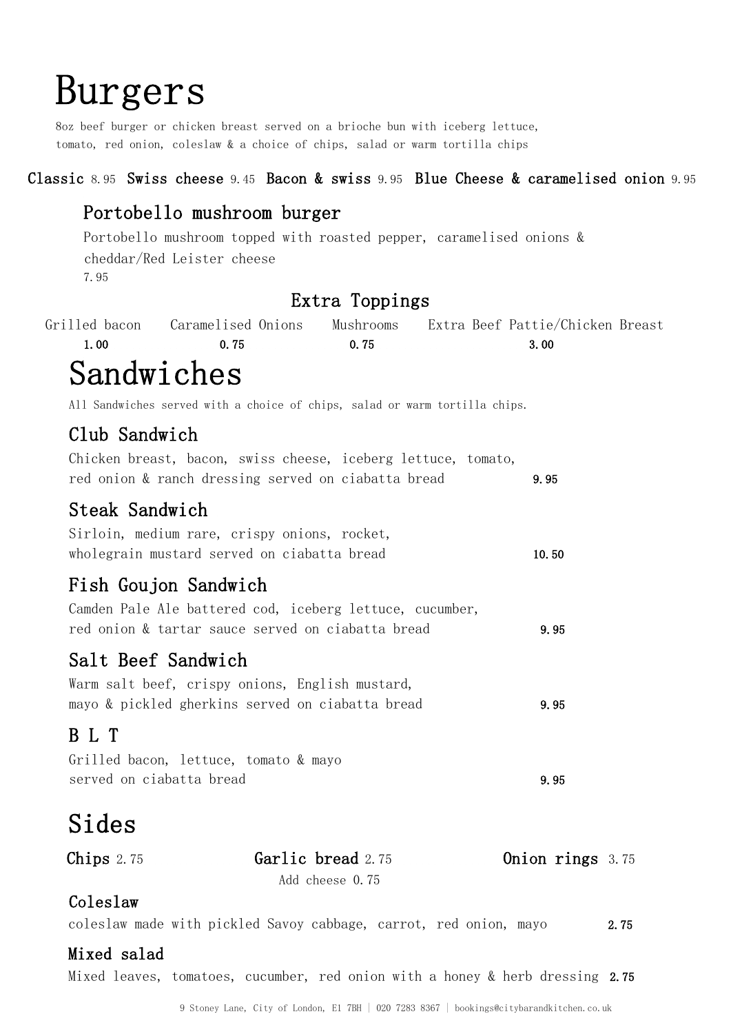# Burgers

8oz beef burger or chicken breast served on a brioche bun with iceberg lettuce, tomato, red onion, coleslaw & a choice of chips, salad or warm tortilla chips

**Classic** 8.95 **Swiss cheese** 9.45 **Bacon & swiss** 9.95 **Blue Cheese & caramelised onion** 9.95

## Portobello mushroom burger

Portobello mushroom topped with roasted pepper, caramelised onions & cheddar/Red Leister cheese

7.95

## Extra Toppings

| Grilled bacon | Caramelised Onions | Mushrooms | Extra Beef Pattie/Chicken Breast |
|---|---|---|---|
| 1.00 | 0.75 | 0.75 | 3.00 |

# Sandwiches

All Sandwiches served with a choice of chips, salad or warm tortilla chips.

## Club Sandwich

Chicken breast, bacon, swiss cheese, iceberg lettuce, tomato, red onion & ranch dressing served on ciabatta bread **9.95**

## Steak Sandwich

Sirloin, medium rare, crispy onions, rocket, wholegrain mustard served on ciabatta bread **10.50**

## Fish Goujon Sandwich

Camden Pale Ale battered cod, iceberg lettuce, cucumber, red onion & tartar sauce served on ciabatta bread **9.95**

## Salt Beef Sandwich

Warm salt beef, crispy onions, English mustard, mayo & pickled gherkins served on ciabatta bread **9.95**

## B L T

Grilled bacon, lettuce, tomato & mayo served on ciabatta bread **9.95**

# Sides

**Chips** 2.75 **Garlic bread** 2.75 **Onion rings** 3.75

Add cheese 0.75

## Coleslaw

coleslaw made with pickled Savoy cabbage, carrot, red onion, mayo **2.75**

## Mixed salad

Mixed leaves, tomatoes, cucumber, red onion with a honey & herb dressing **2.75**

9 Stoney Lane, City of London, E1 7BH | 020 7283 8367 | bookings@citybarandkitchen.co.uk